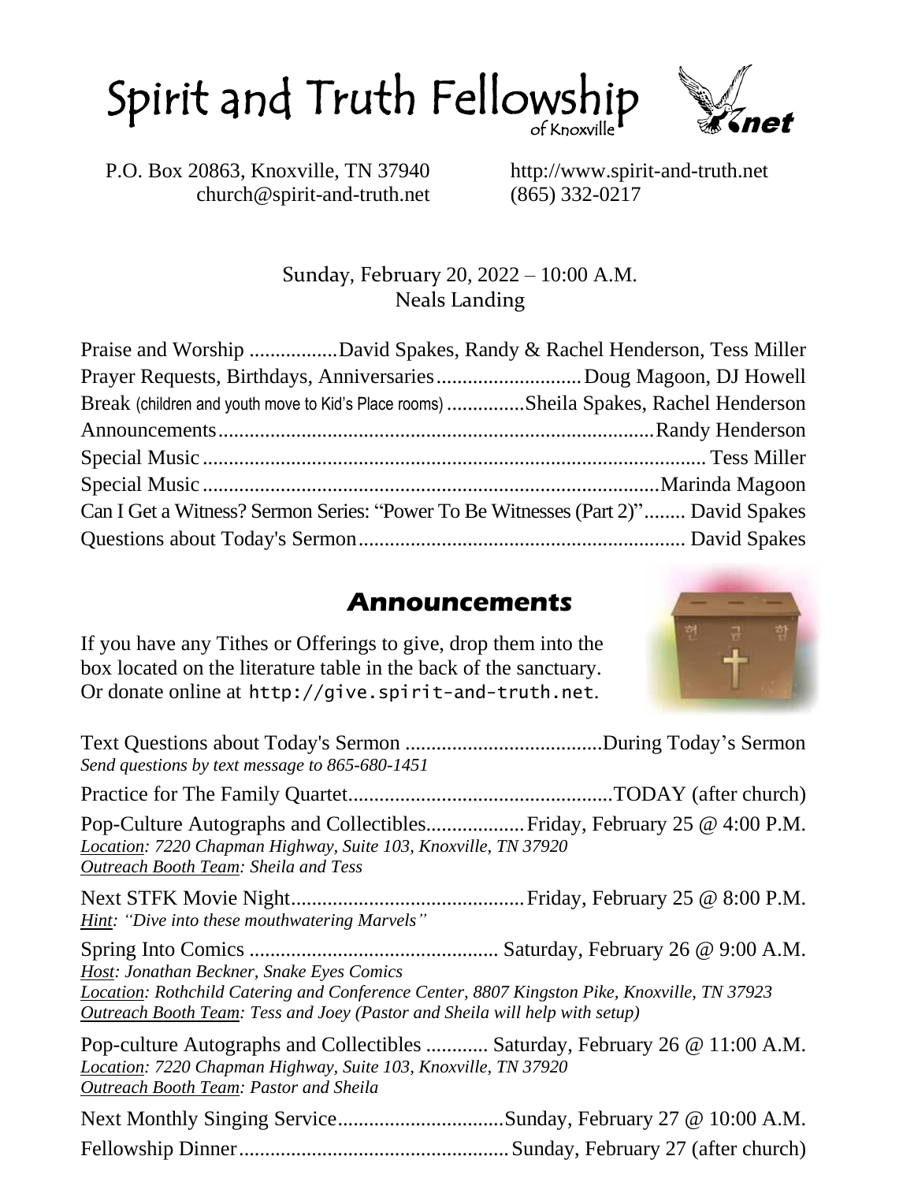# Spirit and Truth Fellowship of Knoxville

P.O. Box 20863, Knoxville, TN 37940
church@spirit-and-truth.net

http://www.spirit-and-truth.net
(865) 332-0217

Sunday, February 20, 2022 – 10:00 A.M.
Neals Landing

Praise and Worship ................. David Spakes, Randy & Rachel Henderson, Tess Miller
Prayer Requests, Birthdays, Anniversaries ............................ Doug Magoon, DJ Howell
Break (children and youth move to Kid's Place rooms) ............... Sheila Spakes, Rachel Henderson
Announcements .................................................................................. Randy Henderson
Special Music ................................................................................................ Tess Miller
Special Music .................................................................................... Marinda Magoon
Can I Get a Witness? Sermon Series: "Power To Be Witnesses (Part 2)" ........ David Spakes
Questions about Today's Sermon ............................................................... David Spakes

## Announcements

If you have any Tithes or Offerings to give, drop them into the box located on the literature table in the back of the sanctuary. Or donate online at `http://give.spirit-and-truth.net`.

Text Questions about Today's Sermon ...................................... During Today's Sermon
*Send questions by text message to 865-680-1451*

Practice for The Family Quartet .................................................. TODAY (after church)

Pop-Culture Autographs and Collectibles .................. Friday, February 25 @ 4:00 P.M.
*Location: 7220 Chapman Highway, Suite 103, Knoxville, TN 37920*
*Outreach Booth Team: Sheila and Tess*

Next STFK Movie Night ............................................ Friday, February 25 @ 8:00 P.M.
*Hint: "Dive into these mouthwatering Marvels"*

Spring Into Comics ............................................... Saturday, February 26 @ 9:00 A.M.
*Host: Jonathan Beckner, Snake Eyes Comics*
*Location: Rothchild Catering and Conference Center, 8807 Kingston Pike, Knoxville, TN 37923*
*Outreach Booth Team: Tess and Joey (Pastor and Sheila will help with setup)*

Pop-culture Autographs and Collectibles ............ Saturday, February 26 @ 11:00 A.M.
*Location: 7220 Chapman Highway, Suite 103, Knoxville, TN 37920*
*Outreach Booth Team: Pastor and Sheila*

Next Monthly Singing Service ................................ Sunday, February 27 @ 10:00 A.M.

Fellowship Dinner ................................................... Sunday, February 27 (after church)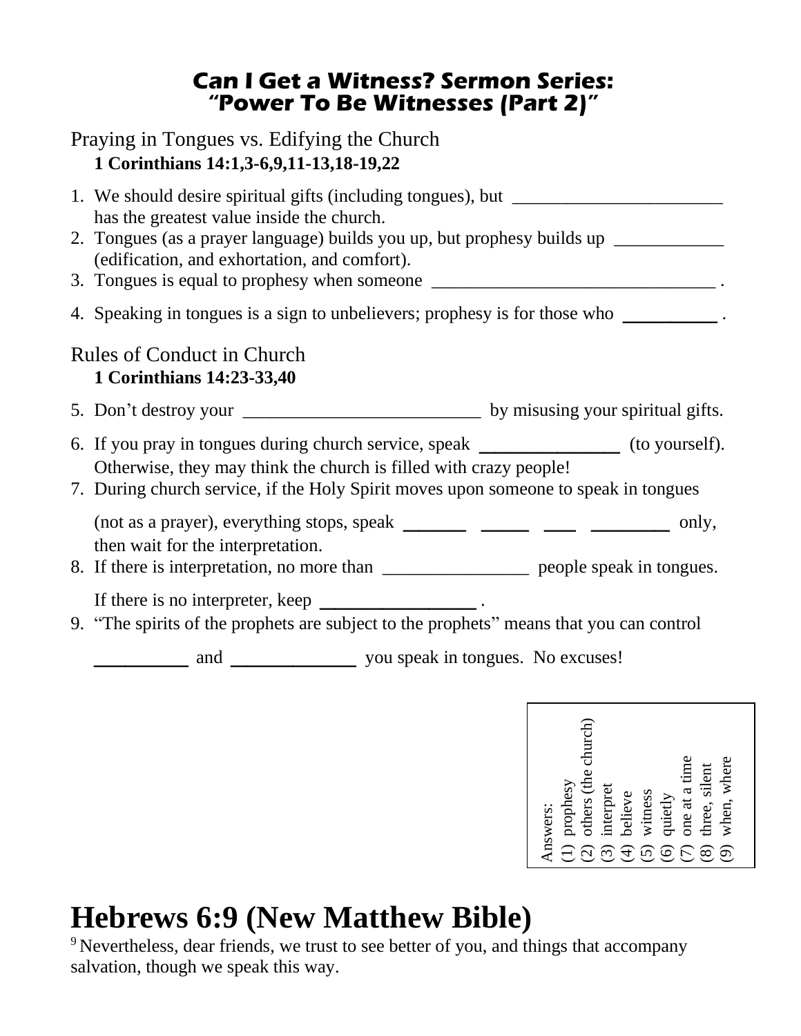## Can I Get a Witness? Sermon Series: "Power To Be Witnesses (Part 2)"

### Praying in Tongues vs. Edifying the Church

**1 Corinthians 14:1,3-6,9,11-13,18-19,22**

1. We should desire spiritual gifts (including tongues), but ______________________ has the greatest value inside the church.
2. Tongues (as a prayer language) builds you up, but prophesy builds up ____________ (edification, and exhortation, and comfort).
3. Tongues is equal to prophesy when someone _______________________________ .
4. Speaking in tongues is a sign to unbelievers; prophesy is for those who __________ .

### Rules of Conduct in Church

**1 Corinthians 14:23-33,40**

5. Don't destroy your __________________________ by misusing your spiritual gifts.
6. If you pray in tongues during church service, speak _______________ (to yourself). Otherwise, they may think the church is filled with crazy people!
7. During church service, if the Holy Spirit moves upon someone to speak in tongues (not as a prayer), everything stops, speak _______ _____ ___ _________ only, then wait for the interpretation.
8. If there is interpretation, no more than ________________ people speak in tongues. If there is no interpreter, keep _________________ .
9. "The spirits of the prophets are subject to the prophets" means that you can control __________ and _____________ you speak in tongues. No excuses!

Answers:
(1) prophesy
(2) others (the church)
(3) interpret
(4) believe
(5) witness
(6) quietly
(7) one at a time
(8) three, silent
(9) when, where

# Hebrews 6:9 (New Matthew Bible)

[9] Nevertheless, dear friends, we trust to see better of you, and things that accompany salvation, though we speak this way.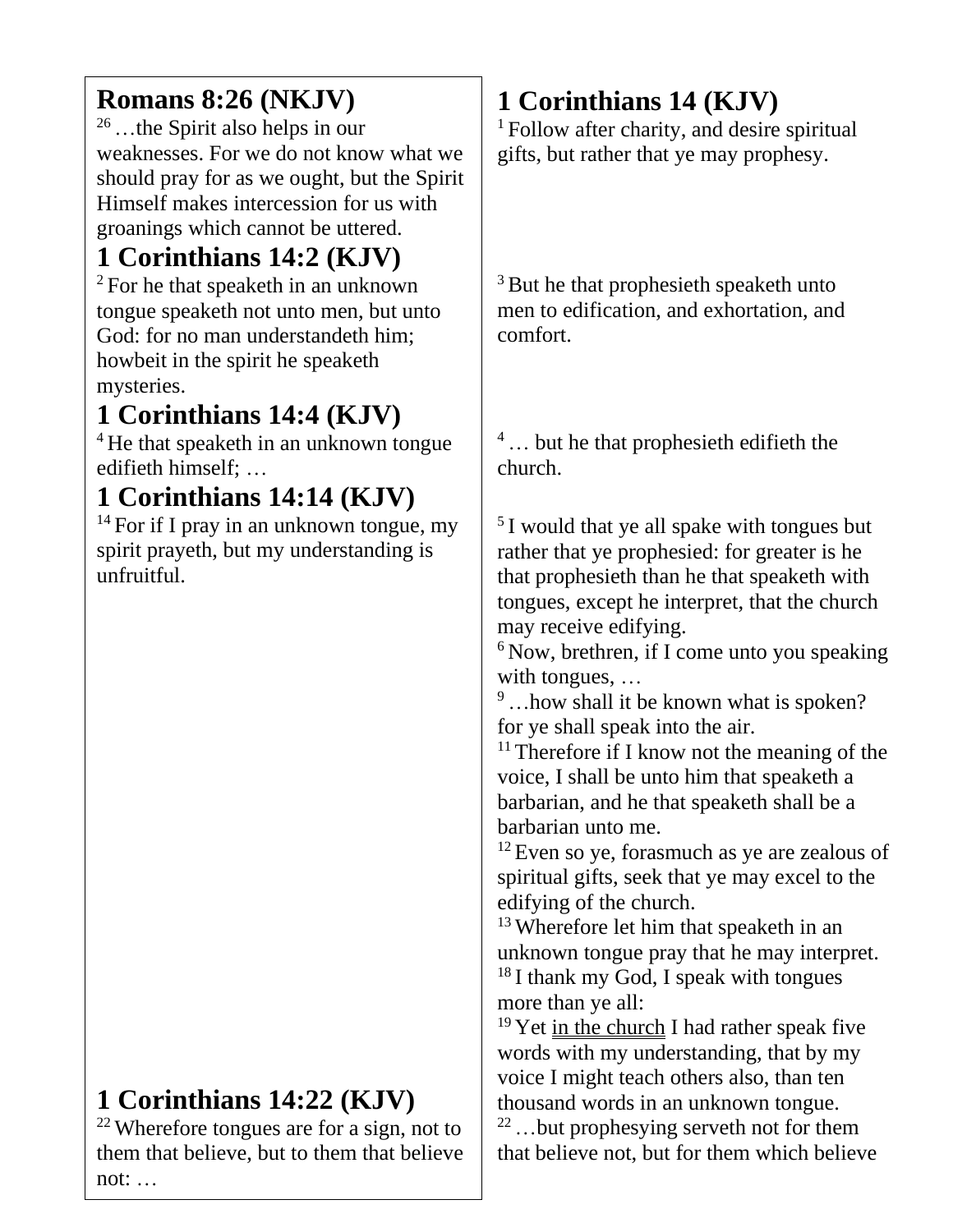## Romans 8:26 (NKJV)

[26] …the Spirit also helps in our weaknesses. For we do not know what we should pray for as we ought, but the Spirit Himself makes intercession for us with groanings which cannot be uttered.

## 1 Corinthians 14:2 (KJV)

[2] For he that speaketh in an unknown tongue speaketh not unto men, but unto God: for no man understandeth him; howbeit in the spirit he speaketh mysteries.

## 1 Corinthians 14:4 (KJV)

[4] He that speaketh in an unknown tongue edifieth himself; …

## 1 Corinthians 14:14 (KJV)

[14] For if I pray in an unknown tongue, my spirit prayeth, but my understanding is unfruitful.

## 1 Corinthians 14:22 (KJV)

[22] Wherefore tongues are for a sign, not to them that believe, but to them that believe not: …

## 1 Corinthians 14 (KJV)

[1] Follow after charity, and desire spiritual gifts, but rather that ye may prophesy.

[3] But he that prophesieth speaketh unto men to edification, and exhortation, and comfort.

[4] … but he that prophesieth edifieth the church.

[5] I would that ye all spake with tongues but rather that ye prophesied: for greater is he that prophesieth than he that speaketh with tongues, except he interpret, that the church may receive edifying.
[6] Now, brethren, if I come unto you speaking with tongues, …
[9] …how shall it be known what is spoken? for ye shall speak into the air.
[11] Therefore if I know not the meaning of the voice, I shall be unto him that speaketh a barbarian, and he that speaketh shall be a barbarian unto me.
[12] Even so ye, forasmuch as ye are zealous of spiritual gifts, seek that ye may excel to the edifying of the church.
[13] Wherefore let him that speaketh in an unknown tongue pray that he may interpret.
[18] I thank my God, I speak with tongues more than ye all:
[19] Yet <u>in the church</u> I had rather speak five words with my understanding, that by my voice I might teach others also, than ten thousand words in an unknown tongue.
[22] …but prophesying serveth not for them that believe not, but for them which believe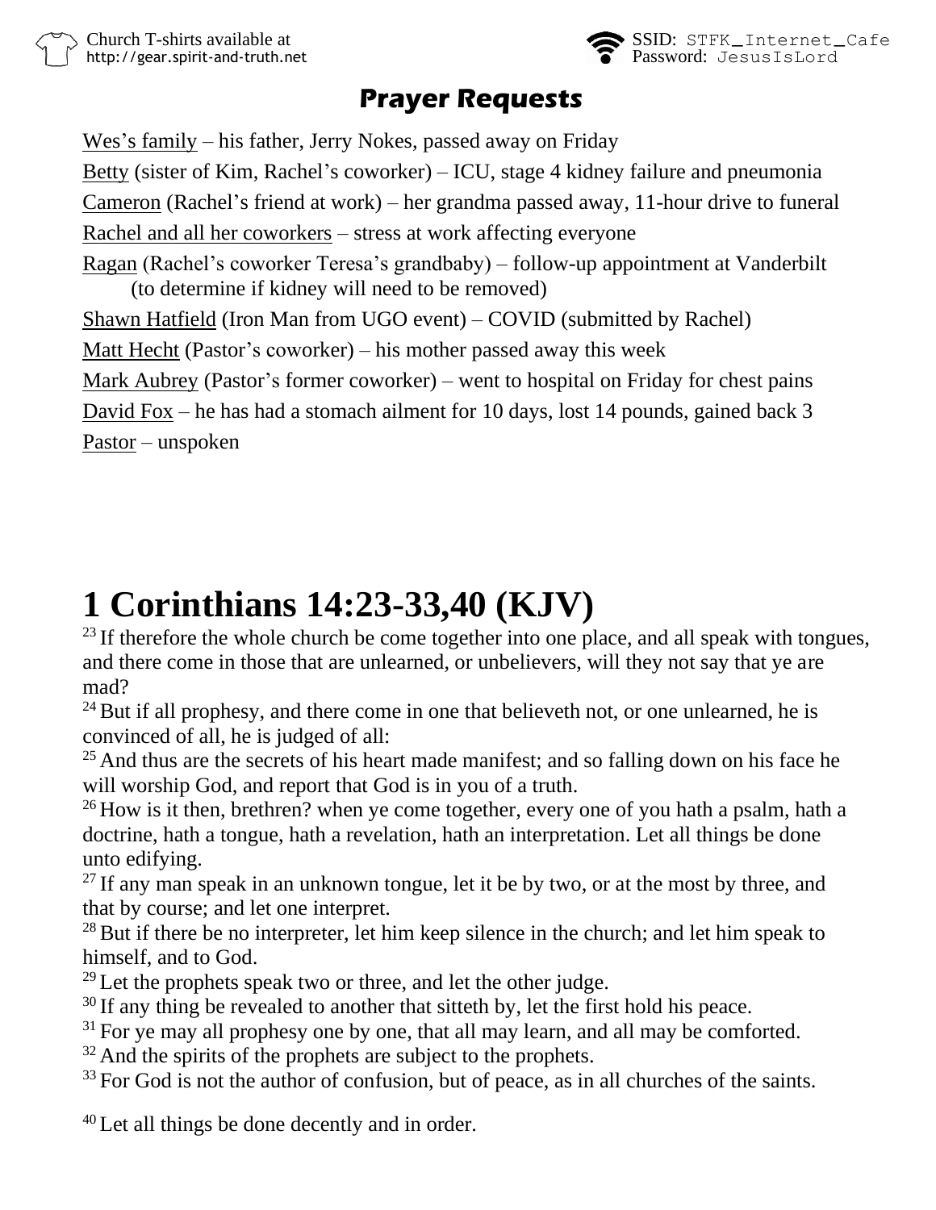Church T-shirts available at http://gear.spirit-and-truth.net

SSID: STFK_Internet_Cafe
Password: JesusIsLord

## Prayer Requests

Wes's family – his father, Jerry Nokes, passed away on Friday

Betty (sister of Kim, Rachel's coworker) – ICU, stage 4 kidney failure and pneumonia

Cameron (Rachel's friend at work) – her grandma passed away, 11-hour drive to funeral

Rachel and all her coworkers – stress at work affecting everyone

Ragan (Rachel's coworker Teresa's grandbaby) – follow-up appointment at Vanderbilt (to determine if kidney will need to be removed)

Shawn Hatfield (Iron Man from UGO event) – COVID (submitted by Rachel)

Matt Hecht (Pastor's coworker) – his mother passed away this week

Mark Aubrey (Pastor's former coworker) – went to hospital on Friday for chest pains

David Fox – he has had a stomach ailment for 10 days, lost 14 pounds, gained back 3

Pastor – unspoken

# 1 Corinthians 14:23-33,40 (KJV)

[23] If therefore the whole church be come together into one place, and all speak with tongues, and there come in those that are unlearned, or unbelievers, will they not say that ye are mad?

[24] But if all prophesy, and there come in one that believeth not, or one unlearned, he is convinced of all, he is judged of all:

[25] And thus are the secrets of his heart made manifest; and so falling down on his face he will worship God, and report that God is in you of a truth.

[26] How is it then, brethren? when ye come together, every one of you hath a psalm, hath a doctrine, hath a tongue, hath a revelation, hath an interpretation. Let all things be done unto edifying.

[27] If any man speak in an unknown tongue, let it be by two, or at the most by three, and that by course; and let one interpret.

[28] But if there be no interpreter, let him keep silence in the church; and let him speak to himself, and to God.

[29] Let the prophets speak two or three, and let the other judge.

[30] If any thing be revealed to another that sitteth by, let the first hold his peace.

[31] For ye may all prophesy one by one, that all may learn, and all may be comforted.

[32] And the spirits of the prophets are subject to the prophets.

[33] For God is not the author of confusion, but of peace, as in all churches of the saints.

[40] Let all things be done decently and in order.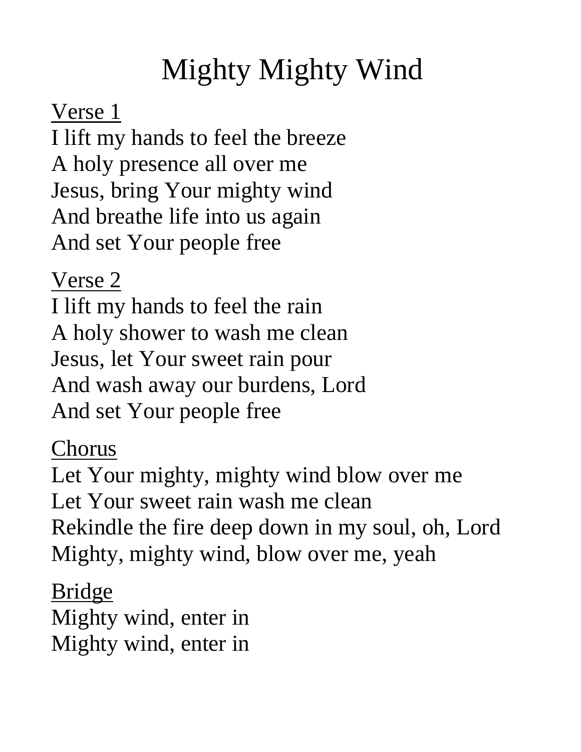# Mighty Mighty Wind

Verse 1
I lift my hands to feel the breeze
A holy presence all over me
Jesus, bring Your mighty wind
And breathe life into us again
And set Your people free

Verse 2
I lift my hands to feel the rain
A holy shower to wash me clean
Jesus, let Your sweet rain pour
And wash away our burdens, Lord
And set Your people free

Chorus
Let Your mighty, mighty wind blow over me
Let Your sweet rain wash me clean
Rekindle the fire deep down in my soul, oh, Lord
Mighty, mighty wind, blow over me, yeah

Bridge
Mighty wind, enter in
Mighty wind, enter in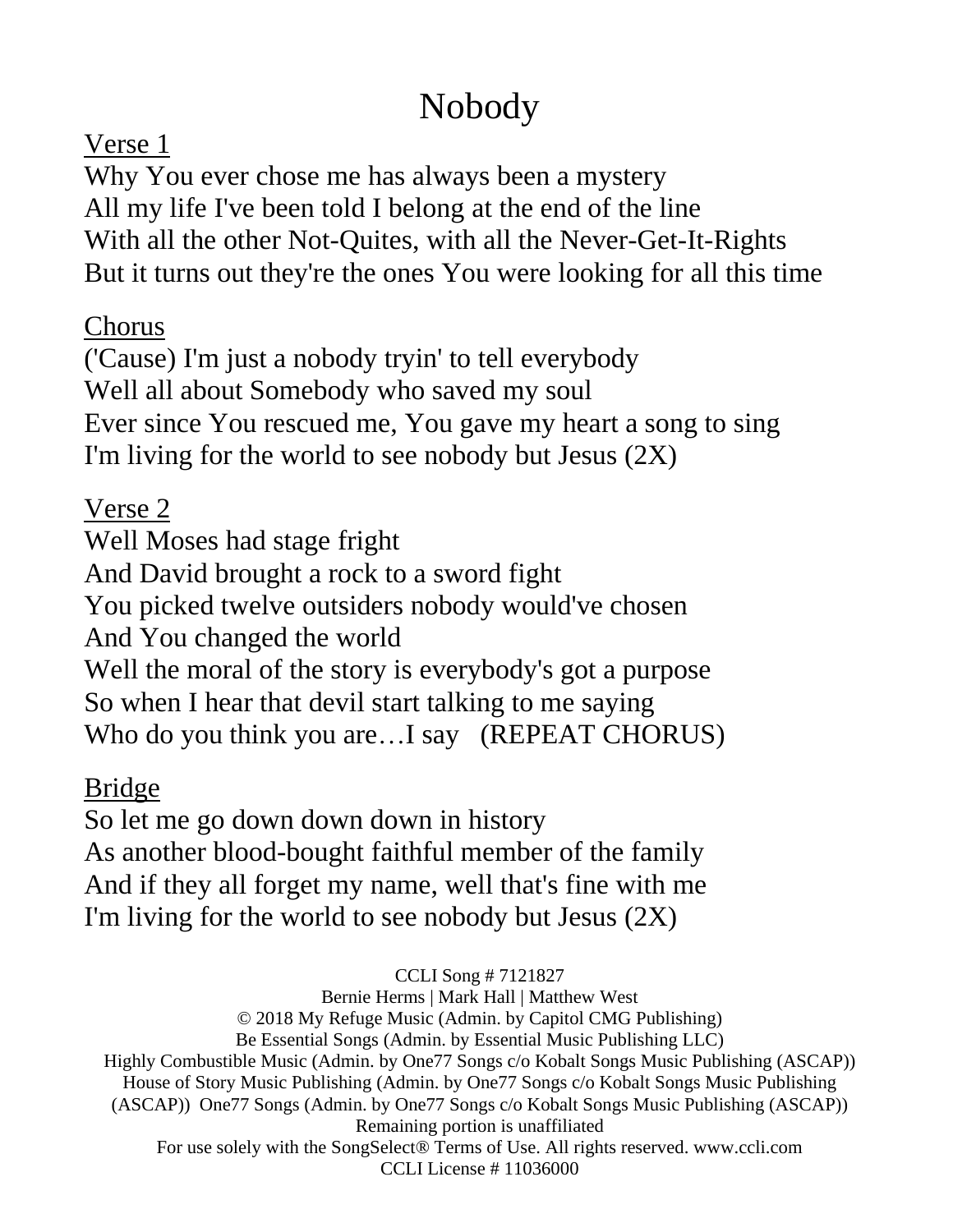# Nobody

Verse 1

Why You ever chose me has always been a mystery
All my life I've been told I belong at the end of the line
With all the other Not-Quites, with all the Never-Get-It-Rights
But it turns out they're the ones You were looking for all this time

Chorus

('Cause) I'm just a nobody tryin' to tell everybody
Well all about Somebody who saved my soul
Ever since You rescued me, You gave my heart a song to sing
I'm living for the world to see nobody but Jesus (2X)

Verse 2

Well Moses had stage fright
And David brought a rock to a sword fight
You picked twelve outsiders nobody would've chosen
And You changed the world
Well the moral of the story is everybody's got a purpose
So when I hear that devil start talking to me saying
Who do you think you are…I say (REPEAT CHORUS)

Bridge

So let me go down down down in history
As another blood-bought faithful member of the family
And if they all forget my name, well that's fine with me
I'm living for the world to see nobody but Jesus (2X)

CCLI Song # 7121827
Bernie Herms | Mark Hall | Matthew West
© 2018 My Refuge Music (Admin. by Capitol CMG Publishing)
Be Essential Songs (Admin. by Essential Music Publishing LLC)
Highly Combustible Music (Admin. by One77 Songs c/o Kobalt Songs Music Publishing (ASCAP))
House of Story Music Publishing (Admin. by One77 Songs c/o Kobalt Songs Music Publishing (ASCAP)) One77 Songs (Admin. by One77 Songs c/o Kobalt Songs Music Publishing (ASCAP))
Remaining portion is unaffiliated
For use solely with the SongSelect® Terms of Use. All rights reserved. www.ccli.com
CCLI License # 11036000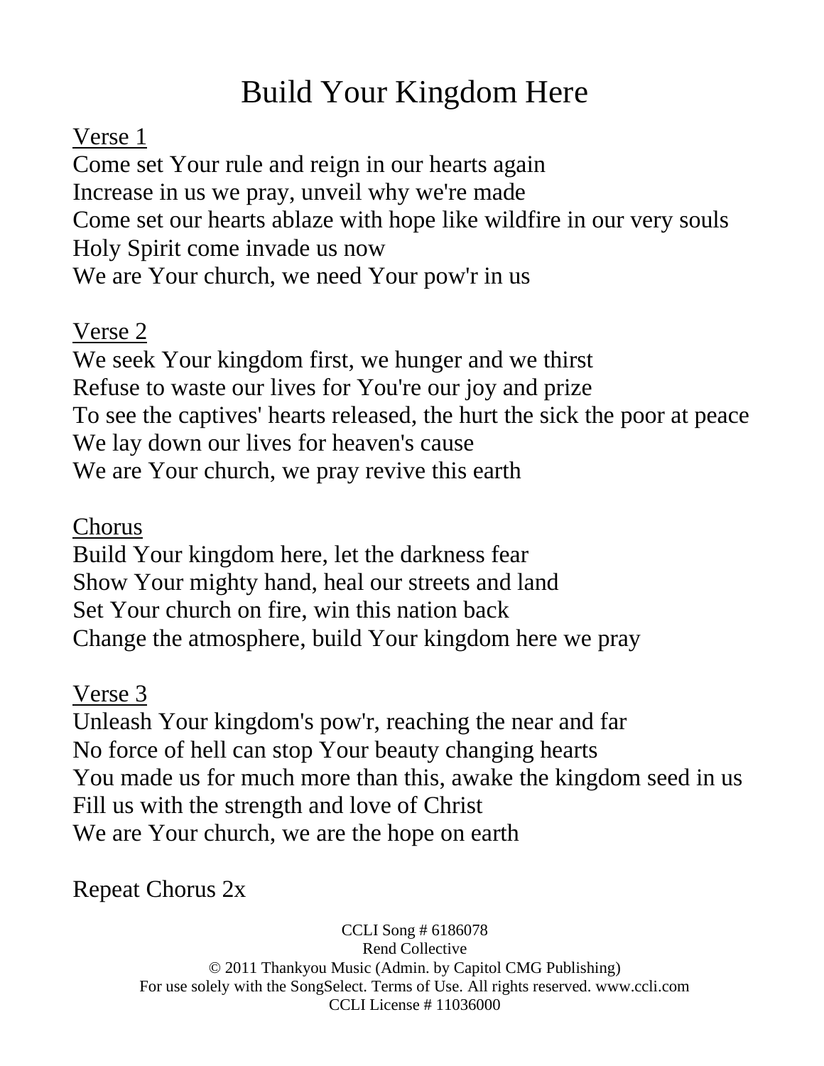# Build Your Kingdom Here

Verse 1

Come set Your rule and reign in our hearts again
Increase in us we pray, unveil why we're made
Come set our hearts ablaze with hope like wildfire in our very souls
Holy Spirit come invade us now
We are Your church, we need Your pow'r in us

Verse 2

We seek Your kingdom first, we hunger and we thirst
Refuse to waste our lives for You're our joy and prize
To see the captives' hearts released, the hurt the sick the poor at peace
We lay down our lives for heaven's cause
We are Your church, we pray revive this earth

Chorus

Build Your kingdom here, let the darkness fear
Show Your mighty hand, heal our streets and land
Set Your church on fire, win this nation back
Change the atmosphere, build Your kingdom here we pray

Verse 3

Unleash Your kingdom's pow'r, reaching the near and far
No force of hell can stop Your beauty changing hearts
You made us for much more than this, awake the kingdom seed in us
Fill us with the strength and love of Christ
We are Your church, we are the hope on earth

Repeat Chorus 2x

CCLI Song # 6186078
Rend Collective
© 2011 Thankyou Music (Admin. by Capitol CMG Publishing)
For use solely with the SongSelect. Terms of Use. All rights reserved. www.ccli.com
CCLI License # 11036000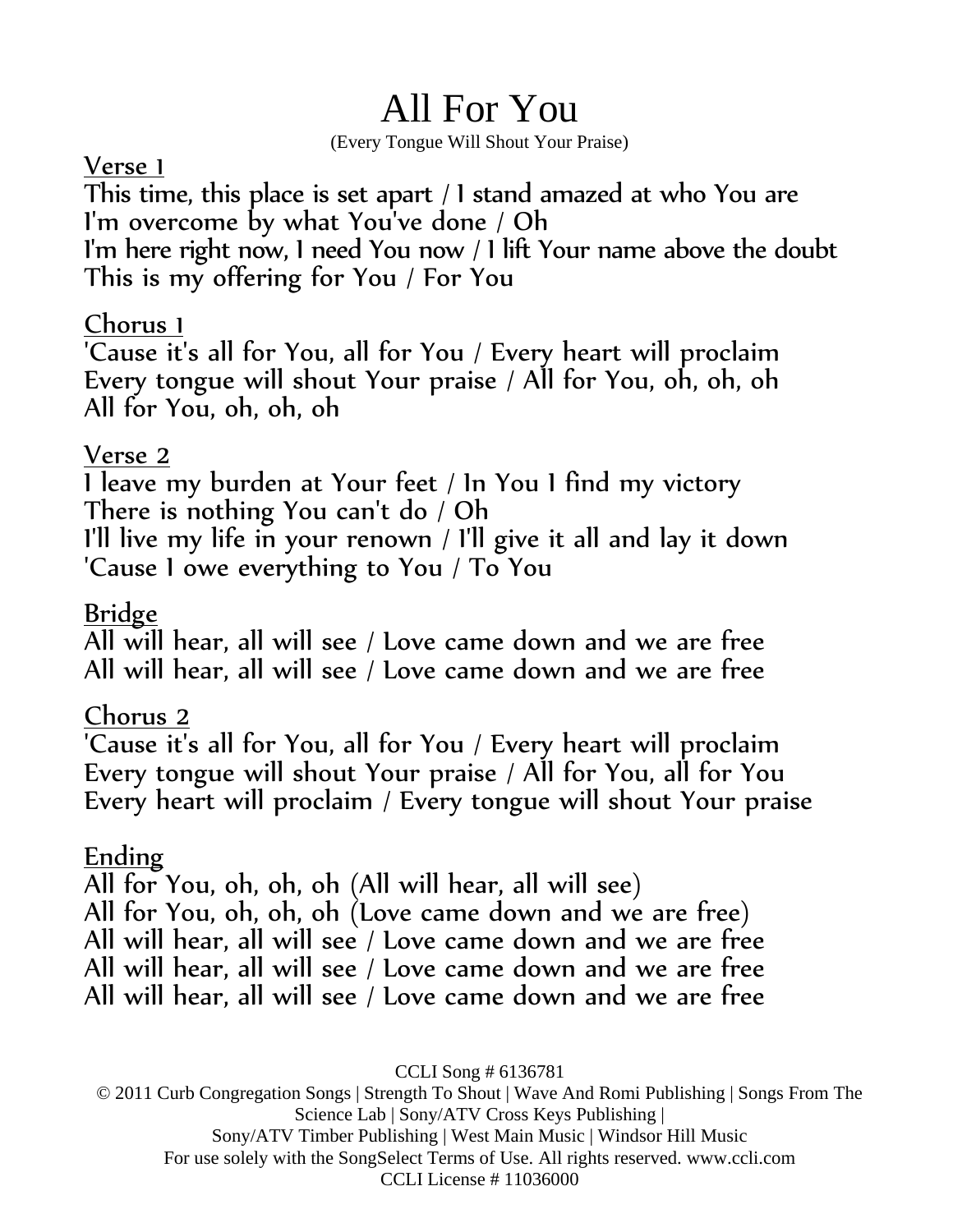# All For You

(Every Tongue Will Shout Your Praise)

Verse 1

This time, this place is set apart / I stand amazed at who You are
I'm overcome by what You've done / Oh
I'm here right now, I need You now / I lift Your name above the doubt
This is my offering for You / For You

Chorus 1

'Cause it's all for You, all for You / Every heart will proclaim
Every tongue will shout Your praise / All for You, oh, oh, oh
All for You, oh, oh, oh

Verse 2

I leave my burden at Your feet / In You I find my victory
There is nothing You can't do / Oh
I'll live my life in your renown / I'll give it all and lay it down
'Cause I owe everything to You / To You

Bridge

All will hear, all will see / Love came down and we are free
All will hear, all will see / Love came down and we are free

Chorus 2

'Cause it's all for You, all for You / Every heart will proclaim
Every tongue will shout Your praise / All for You, all for You
Every heart will proclaim / Every tongue will shout Your praise

Ending

All for You, oh, oh, oh (All will hear, all will see)
All for You, oh, oh, oh (Love came down and we are free)
All will hear, all will see / Love came down and we are free
All will hear, all will see / Love came down and we are free
All will hear, all will see / Love came down and we are free

CCLI Song # 6136781
© 2011 Curb Congregation Songs | Strength To Shout | Wave And Romi Publishing | Songs From The Science Lab | Sony/ATV Cross Keys Publishing |
Sony/ATV Timber Publishing | West Main Music | Windsor Hill Music
For use solely with the SongSelect Terms of Use. All rights reserved. www.ccli.com
CCLI License # 11036000